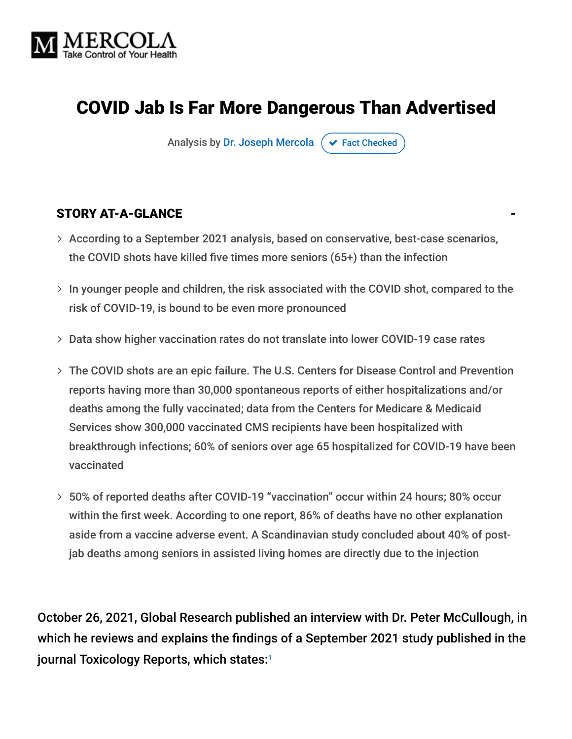MERCOLA
Take Control of Your Health

# COVID Jab Is Far More Dangerous Than Advertised

Analysis by Dr. Joseph Mercola ✔ Fact Checked

## STORY AT-A-GLANCE

- According to a September 2021 analysis, based on conservative, best-case scenarios, the COVID shots have killed five times more seniors (65+) than the infection
- In younger people and children, the risk associated with the COVID shot, compared to the risk of COVID-19, is bound to be even more pronounced
- Data show higher vaccination rates do not translate into lower COVID-19 case rates
- The COVID shots are an epic failure. The U.S. Centers for Disease Control and Prevention reports having more than 30,000 spontaneous reports of either hospitalizations and/or deaths among the fully vaccinated; data from the Centers for Medicare & Medicaid Services show 300,000 vaccinated CMS recipients have been hospitalized with breakthrough infections; 60% of seniors over age 65 hospitalized for COVID-19 have been vaccinated
- 50% of reported deaths after COVID-19 "vaccination" occur within 24 hours; 80% occur within the first week. According to one report, 86% of deaths have no other explanation aside from a vaccine adverse event. A Scandinavian study concluded about 40% of post-jab deaths among seniors in assisted living homes are directly due to the injection

October 26, 2021, Global Research published an interview with Dr. Peter McCullough, in which he reviews and explains the findings of a September 2021 study published in the journal Toxicology Reports, which states:[1]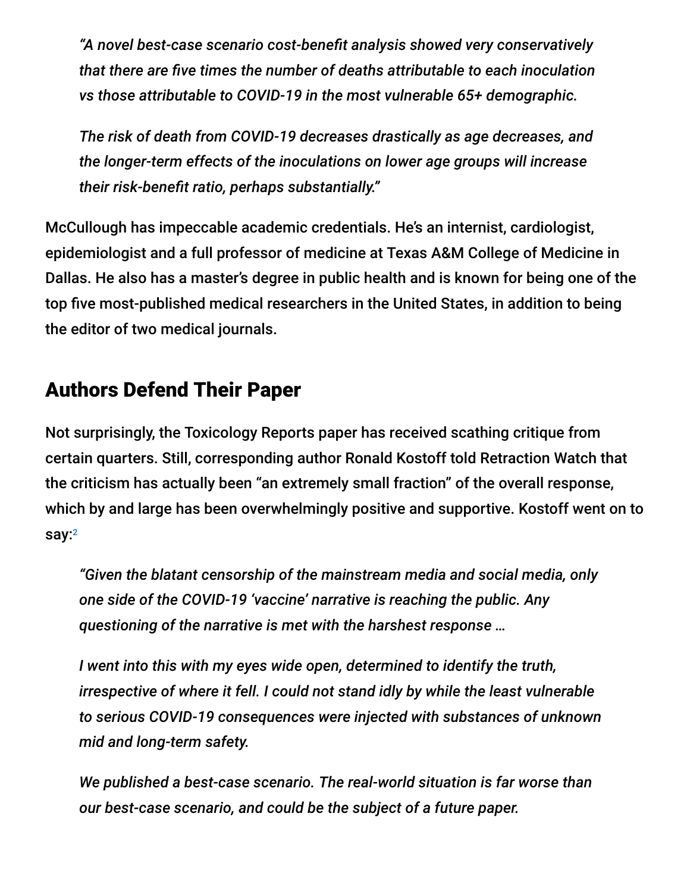*"A novel best-case scenario cost-benefit analysis showed very conservatively that there are five times the number of deaths attributable to each inoculation vs those attributable to COVID-19 in the most vulnerable 65+ demographic.*

*The risk of death from COVID-19 decreases drastically as age decreases, and the longer-term effects of the inoculations on lower age groups will increase their risk-benefit ratio, perhaps substantially."*

McCullough has impeccable academic credentials. He's an internist, cardiologist, epidemiologist and a full professor of medicine at Texas A&M College of Medicine in Dallas. He also has a master's degree in public health and is known for being one of the top five most-published medical researchers in the United States, in addition to being the editor of two medical journals.

## Authors Defend Their Paper

Not surprisingly, the Toxicology Reports paper has received scathing critique from certain quarters. Still, corresponding author Ronald Kostoff told Retraction Watch that the criticism has actually been "an extremely small fraction" of the overall response, which by and large has been overwhelmingly positive and supportive. Kostoff went on to say:[2]

*"Given the blatant censorship of the mainstream media and social media, only one side of the COVID-19 'vaccine' narrative is reaching the public. Any questioning of the narrative is met with the harshest response …*

*I went into this with my eyes wide open, determined to identify the truth, irrespective of where it fell. I could not stand idly by while the least vulnerable to serious COVID-19 consequences were injected with substances of unknown mid and long-term safety.*

*We published a best-case scenario. The real-world situation is far worse than our best-case scenario, and could be the subject of a future paper.*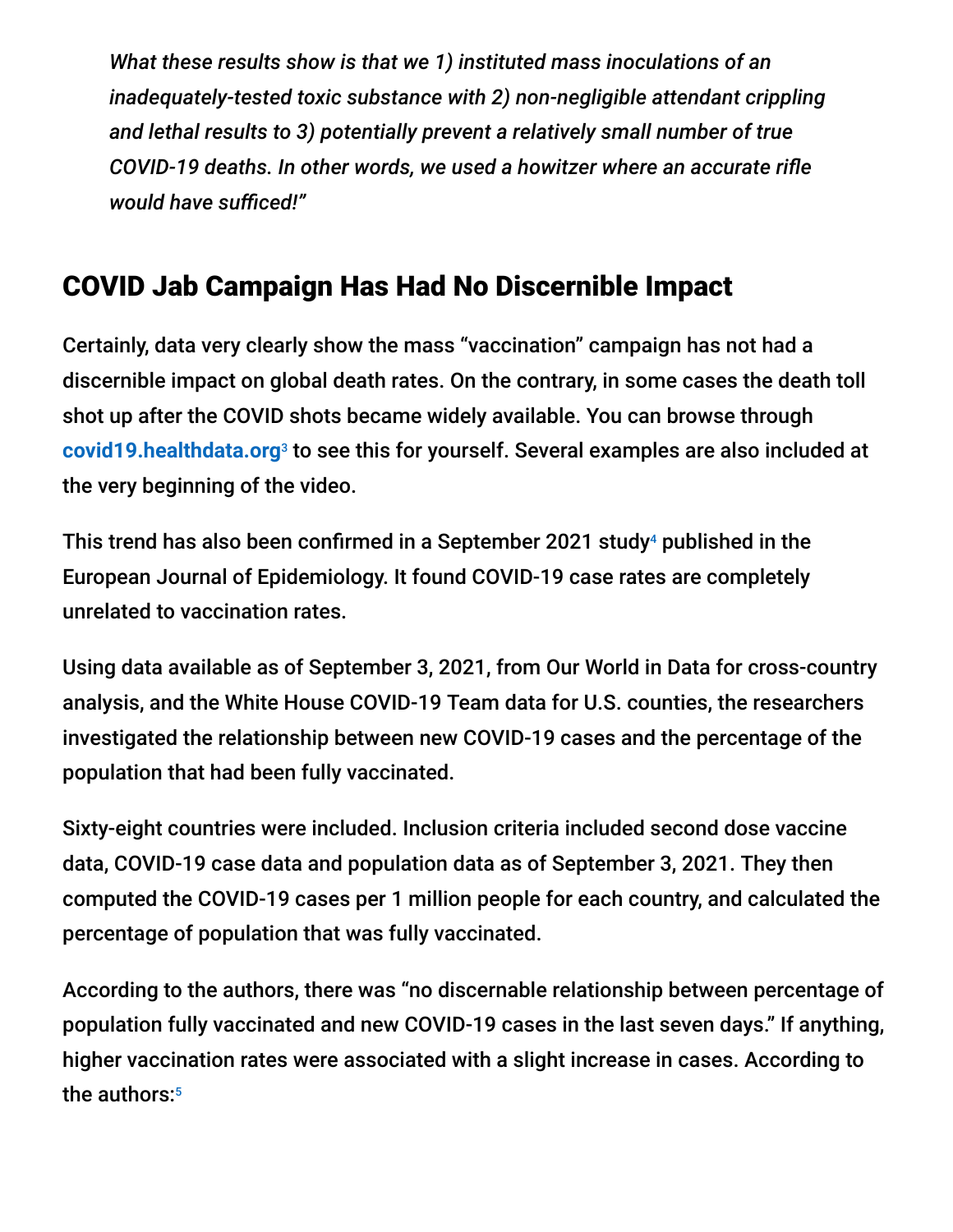*What these results show is that we 1) instituted mass inoculations of an inadequately-tested toxic substance with 2) non-negligible attendant crippling and lethal results to 3) potentially prevent a relatively small number of true COVID-19 deaths. In other words, we used a howitzer where an accurate rifle would have sufficed!"*

## COVID Jab Campaign Has Had No Discernible Impact

Certainly, data very clearly show the mass "vaccination" campaign has not had a discernible impact on global death rates. On the contrary, in some cases the death toll shot up after the COVID shots became widely available. You can browse through covid19.healthdata.org[3] to see this for yourself. Several examples are also included at the very beginning of the video.

This trend has also been confirmed in a September 2021 study[4] published in the European Journal of Epidemiology. It found COVID-19 case rates are completely unrelated to vaccination rates.

Using data available as of September 3, 2021, from Our World in Data for cross-country analysis, and the White House COVID-19 Team data for U.S. counties, the researchers investigated the relationship between new COVID-19 cases and the percentage of the population that had been fully vaccinated.

Sixty-eight countries were included. Inclusion criteria included second dose vaccine data, COVID-19 case data and population data as of September 3, 2021. They then computed the COVID-19 cases per 1 million people for each country, and calculated the percentage of population that was fully vaccinated.

According to the authors, there was "no discernable relationship between percentage of population fully vaccinated and new COVID-19 cases in the last seven days." If anything, higher vaccination rates were associated with a slight increase in cases. According to the authors:[5]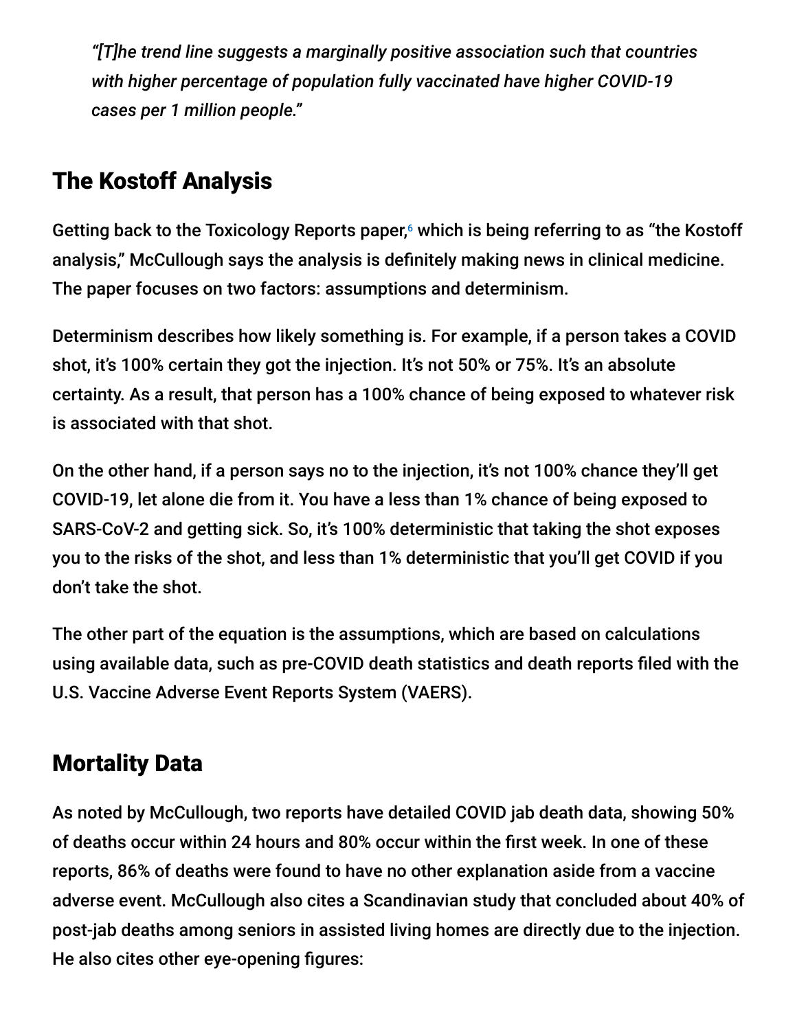> *"[T]he trend line suggests a marginally positive association such that countries with higher percentage of population fully vaccinated have higher COVID-19 cases per 1 million people."*

## The Kostoff Analysis

Getting back to the Toxicology Reports paper,[6] which is being referring to as "the Kostoff analysis," McCullough says the analysis is definitely making news in clinical medicine. The paper focuses on two factors: assumptions and determinism.

Determinism describes how likely something is. For example, if a person takes a COVID shot, it's 100% certain they got the injection. It's not 50% or 75%. It's an absolute certainty. As a result, that person has a 100% chance of being exposed to whatever risk is associated with that shot.

On the other hand, if a person says no to the injection, it's not 100% chance they'll get COVID-19, let alone die from it. You have a less than 1% chance of being exposed to SARS-CoV-2 and getting sick. So, it's 100% deterministic that taking the shot exposes you to the risks of the shot, and less than 1% deterministic that you'll get COVID if you don't take the shot.

The other part of the equation is the assumptions, which are based on calculations using available data, such as pre-COVID death statistics and death reports filed with the U.S. Vaccine Adverse Event Reports System (VAERS).

## Mortality Data

As noted by McCullough, two reports have detailed COVID jab death data, showing 50% of deaths occur within 24 hours and 80% occur within the first week. In one of these reports, 86% of deaths were found to have no other explanation aside from a vaccine adverse event. McCullough also cites a Scandinavian study that concluded about 40% of post-jab deaths among seniors in assisted living homes are directly due to the injection. He also cites other eye-opening figures: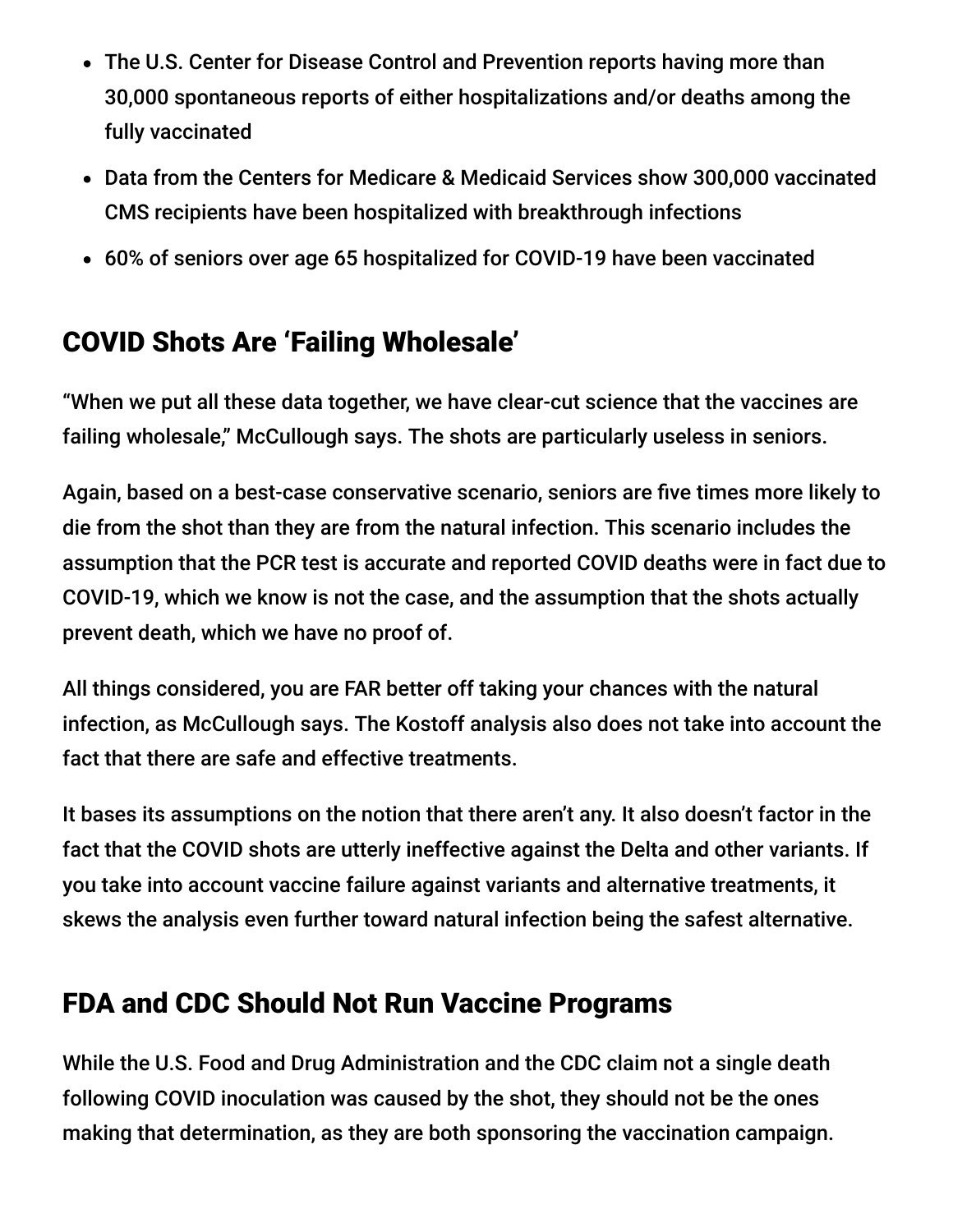- The U.S. Center for Disease Control and Prevention reports having more than 30,000 spontaneous reports of either hospitalizations and/or deaths among the fully vaccinated
- Data from the Centers for Medicare & Medicaid Services show 300,000 vaccinated CMS recipients have been hospitalized with breakthrough infections
- 60% of seniors over age 65 hospitalized for COVID-19 have been vaccinated

## COVID Shots Are 'Failing Wholesale'

"When we put all these data together, we have clear-cut science that the vaccines are failing wholesale," McCullough says. The shots are particularly useless in seniors.

Again, based on a best-case conservative scenario, seniors are five times more likely to die from the shot than they are from the natural infection. This scenario includes the assumption that the PCR test is accurate and reported COVID deaths were in fact due to COVID-19, which we know is not the case, and the assumption that the shots actually prevent death, which we have no proof of.

All things considered, you are FAR better off taking your chances with the natural infection, as McCullough says. The Kostoff analysis also does not take into account the fact that there are safe and effective treatments.

It bases its assumptions on the notion that there aren't any. It also doesn't factor in the fact that the COVID shots are utterly ineffective against the Delta and other variants. If you take into account vaccine failure against variants and alternative treatments, it skews the analysis even further toward natural infection being the safest alternative.

## FDA and CDC Should Not Run Vaccine Programs

While the U.S. Food and Drug Administration and the CDC claim not a single death following COVID inoculation was caused by the shot, they should not be the ones making that determination, as they are both sponsoring the vaccination campaign.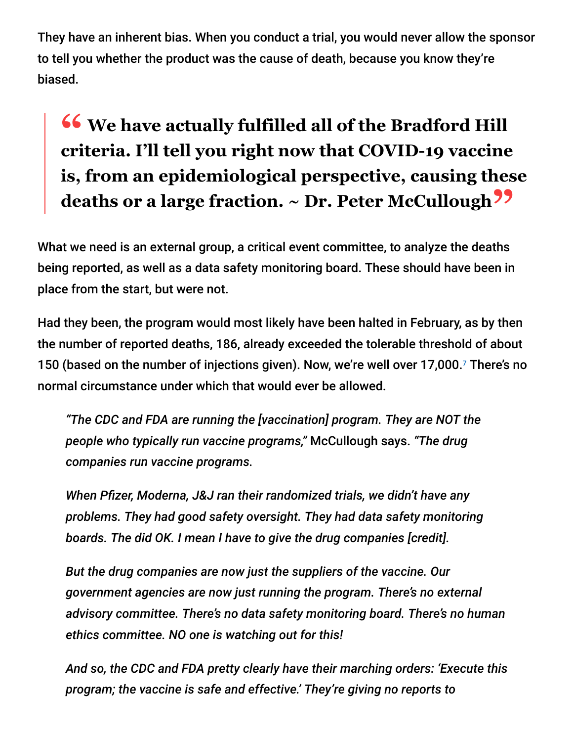They have an inherent bias. When you conduct a trial, you would never allow the sponsor to tell you whether the product was the cause of death, because you know they're biased.

> **"We have actually fulfilled all of the Bradford Hill criteria. I'll tell you right now that COVID-19 vaccine is, from an epidemiological perspective, causing these deaths or a large fraction. ~ Dr. Peter McCullough"**

What we need is an external group, a critical event committee, to analyze the deaths being reported, as well as a data safety monitoring board. These should have been in place from the start, but were not.

Had they been, the program would most likely have been halted in February, as by then the number of reported deaths, 186, already exceeded the tolerable threshold of about 150 (based on the number of injections given). Now, we're well over 17,000.[7] There's no normal circumstance under which that would ever be allowed.

> *"The CDC and FDA are running the [vaccination] program. They are NOT the people who typically run vaccine programs,"* McCullough says. *"The drug companies run vaccine programs.*
>
> *When Pfizer, Moderna, J&J ran their randomized trials, we didn't have any problems. They had good safety oversight. They had data safety monitoring boards. The did OK. I mean I have to give the drug companies [credit].*
>
> *But the drug companies are now just the suppliers of the vaccine. Our government agencies are now just running the program. There's no external advisory committee. There's no data safety monitoring board. There's no human ethics committee. NO one is watching out for this!*
>
> *And so, the CDC and FDA pretty clearly have their marching orders: 'Execute this program; the vaccine is safe and effective.' They're giving no reports to*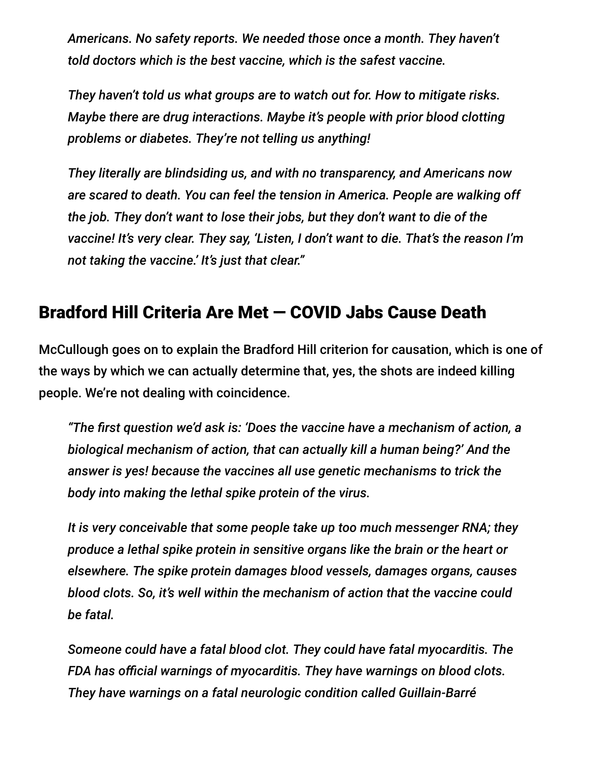*Americans. No safety reports. We needed those once a month. They haven't told doctors which is the best vaccine, which is the safest vaccine.*

*They haven't told us what groups are to watch out for. How to mitigate risks. Maybe there are drug interactions. Maybe it's people with prior blood clotting problems or diabetes. They're not telling us anything!*

*They literally are blindsiding us, and with no transparency, and Americans now are scared to death. You can feel the tension in America. People are walking off the job. They don't want to lose their jobs, but they don't want to die of the vaccine! It's very clear. They say, 'Listen, I don't want to die. That's the reason I'm not taking the vaccine.' It's just that clear."*

## Bradford Hill Criteria Are Met — COVID Jabs Cause Death

McCullough goes on to explain the Bradford Hill criterion for causation, which is one of the ways by which we can actually determine that, yes, the shots are indeed killing people. We're not dealing with coincidence.

*"The first question we'd ask is: 'Does the vaccine have a mechanism of action, a biological mechanism of action, that can actually kill a human being?' And the answer is yes! because the vaccines all use genetic mechanisms to trick the body into making the lethal spike protein of the virus.*

*It is very conceivable that some people take up too much messenger RNA; they produce a lethal spike protein in sensitive organs like the brain or the heart or elsewhere. The spike protein damages blood vessels, damages organs, causes blood clots. So, it's well within the mechanism of action that the vaccine could be fatal.*

*Someone could have a fatal blood clot. They could have fatal myocarditis. The FDA has official warnings of myocarditis. They have warnings on blood clots. They have warnings on a fatal neurologic condition called Guillain-Barré*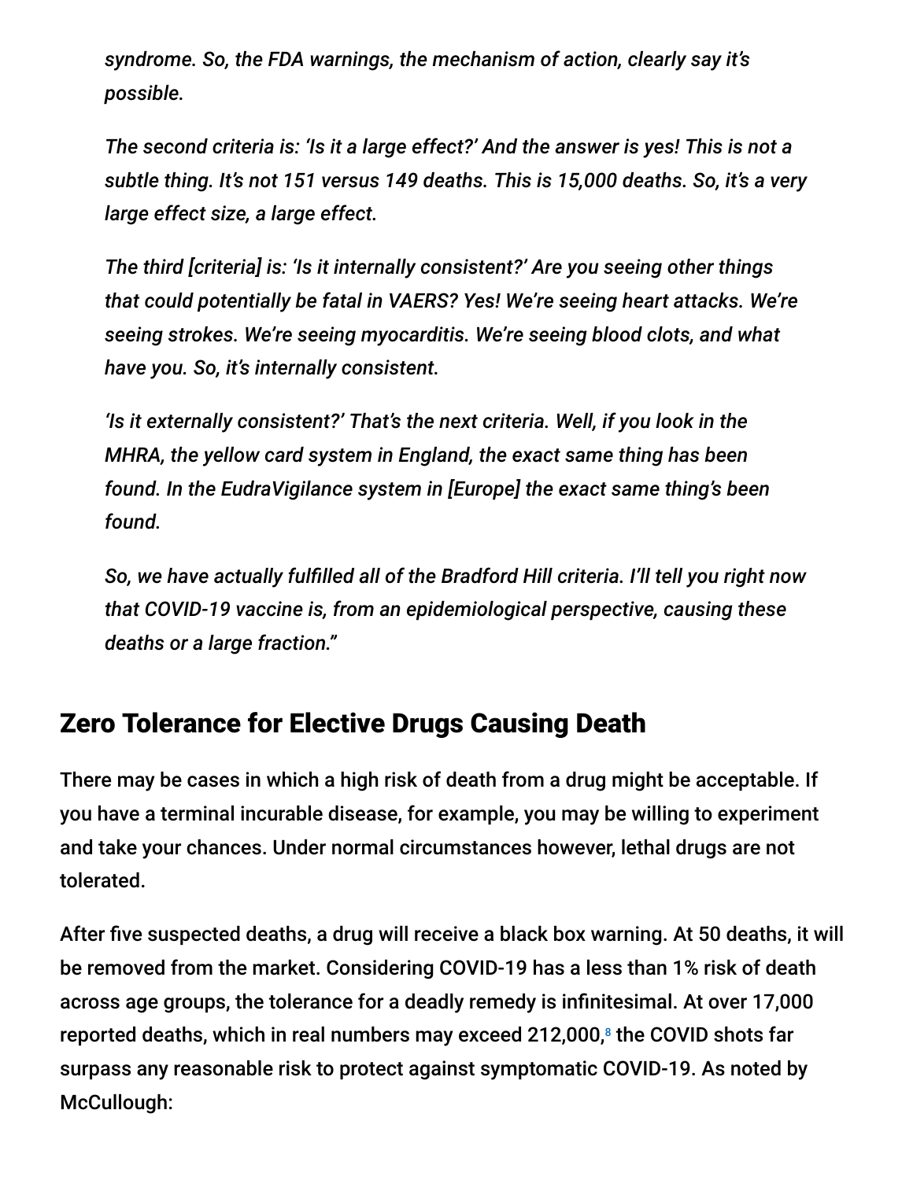*syndrome. So, the FDA warnings, the mechanism of action, clearly say it's possible.*

*The second criteria is: 'Is it a large effect?' And the answer is yes! This is not a subtle thing. It's not 151 versus 149 deaths. This is 15,000 deaths. So, it's a very large effect size, a large effect.*

*The third [criteria] is: 'Is it internally consistent?' Are you seeing other things that could potentially be fatal in VAERS? Yes! We're seeing heart attacks. We're seeing strokes. We're seeing myocarditis. We're seeing blood clots, and what have you. So, it's internally consistent.*

*'Is it externally consistent?' That's the next criteria. Well, if you look in the MHRA, the yellow card system in England, the exact same thing has been found. In the EudraVigilance system in [Europe] the exact same thing's been found.*

*So, we have actually fulfilled all of the Bradford Hill criteria. I'll tell you right now that COVID-19 vaccine is, from an epidemiological perspective, causing these deaths or a large fraction."*

## Zero Tolerance for Elective Drugs Causing Death

There may be cases in which a high risk of death from a drug might be acceptable. If you have a terminal incurable disease, for example, you may be willing to experiment and take your chances. Under normal circumstances however, lethal drugs are not tolerated.

After five suspected deaths, a drug will receive a black box warning. At 50 deaths, it will be removed from the market. Considering COVID-19 has a less than 1% risk of death across age groups, the tolerance for a deadly remedy is infinitesimal. At over 17,000 reported deaths, which in real numbers may exceed 212,000,[8] the COVID shots far surpass any reasonable risk to protect against symptomatic COVID-19. As noted by McCullough: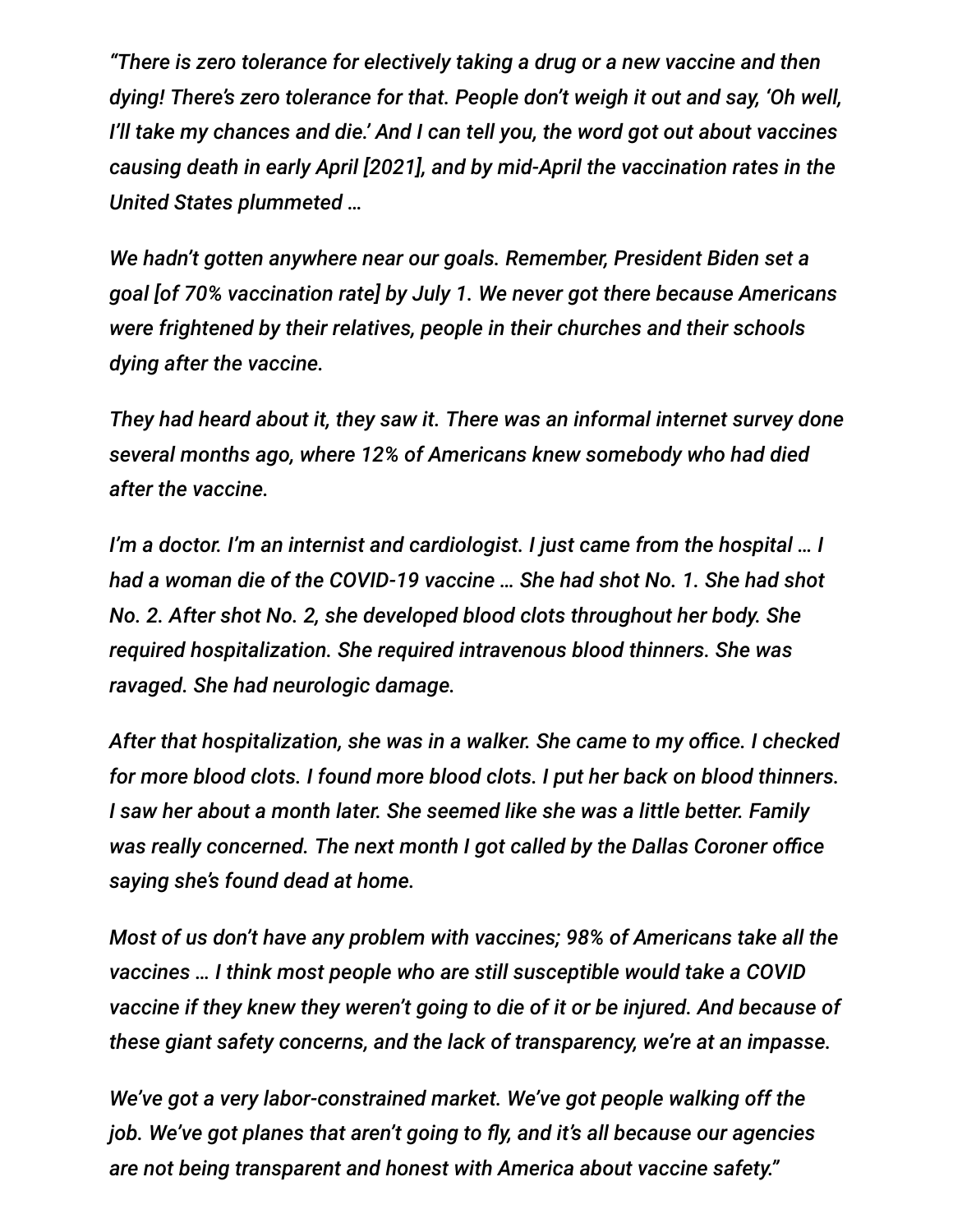*"There is zero tolerance for electively taking a drug or a new vaccine and then dying! There's zero tolerance for that. People don't weigh it out and say, 'Oh well, I'll take my chances and die.' And I can tell you, the word got out about vaccines causing death in early April [2021], and by mid-April the vaccination rates in the United States plummeted …*

*We hadn't gotten anywhere near our goals. Remember, President Biden set a goal [of 70% vaccination rate] by July 1. We never got there because Americans were frightened by their relatives, people in their churches and their schools dying after the vaccine.*

*They had heard about it, they saw it. There was an informal internet survey done several months ago, where 12% of Americans knew somebody who had died after the vaccine.*

*I'm a doctor. I'm an internist and cardiologist. I just came from the hospital … I had a woman die of the COVID-19 vaccine … She had shot No. 1. She had shot No. 2. After shot No. 2, she developed blood clots throughout her body. She required hospitalization. She required intravenous blood thinners. She was ravaged. She had neurologic damage.*

*After that hospitalization, she was in a walker. She came to my office. I checked for more blood clots. I found more blood clots. I put her back on blood thinners. I saw her about a month later. She seemed like she was a little better. Family was really concerned. The next month I got called by the Dallas Coroner office saying she's found dead at home.*

*Most of us don't have any problem with vaccines; 98% of Americans take all the vaccines … I think most people who are still susceptible would take a COVID vaccine if they knew they weren't going to die of it or be injured. And because of these giant safety concerns, and the lack of transparency, we're at an impasse.*

*We've got a very labor-constrained market. We've got people walking off the job. We've got planes that aren't going to fly, and it's all because our agencies are not being transparent and honest with America about vaccine safety."*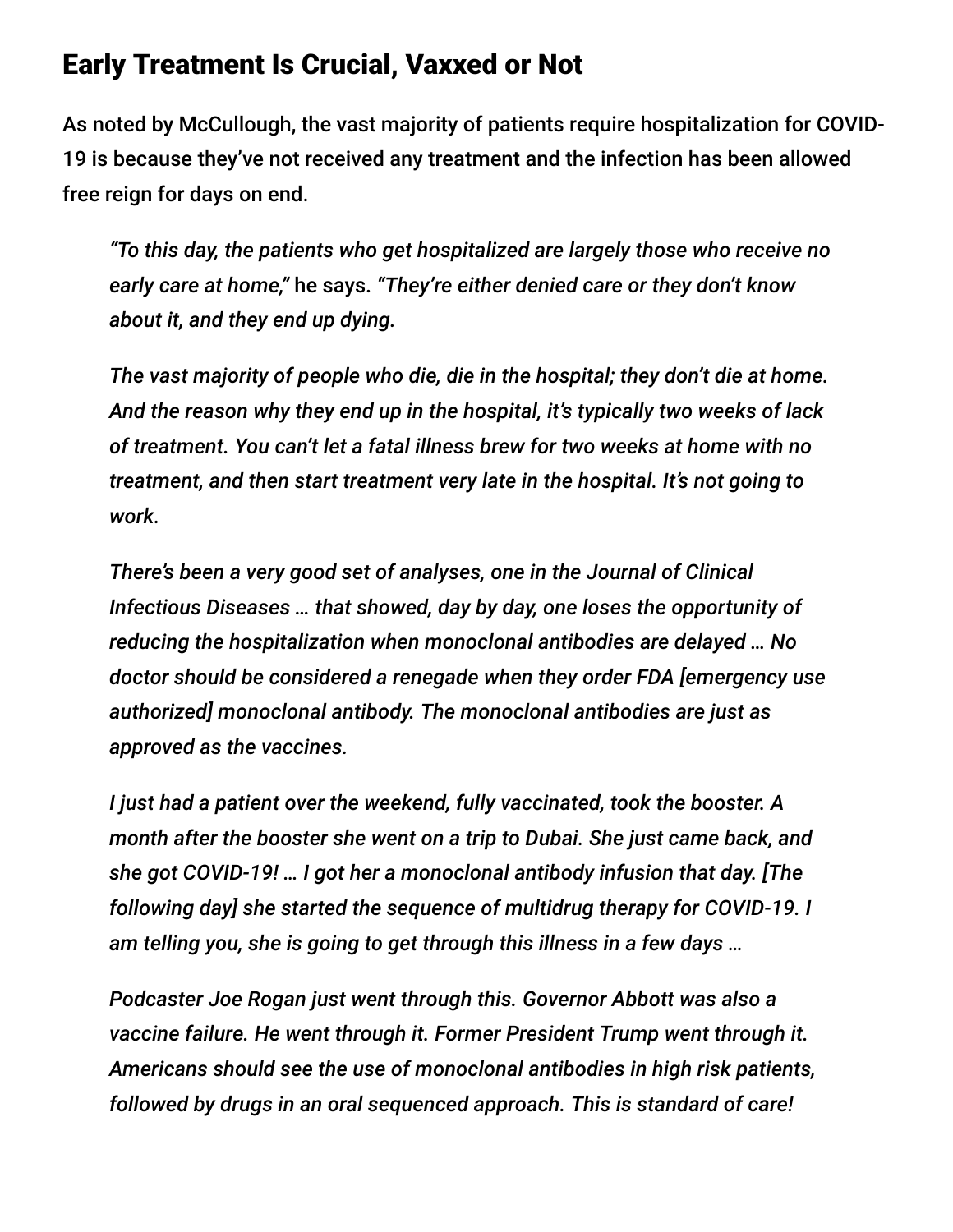## Early Treatment Is Crucial, Vaxxed or Not

As noted by McCullough, the vast majority of patients require hospitalization for COVID-19 is because they've not received any treatment and the infection has been allowed free reign for days on end.

> *"To this day, the patients who get hospitalized are largely those who receive no early care at home,"* he says. *"They're either denied care or they don't know about it, and they end up dying.*
>
> *The vast majority of people who die, die in the hospital; they don't die at home. And the reason why they end up in the hospital, it's typically two weeks of lack of treatment. You can't let a fatal illness brew for two weeks at home with no treatment, and then start treatment very late in the hospital. It's not going to work.*
>
> *There's been a very good set of analyses, one in the Journal of Clinical Infectious Diseases … that showed, day by day, one loses the opportunity of reducing the hospitalization when monoclonal antibodies are delayed … No doctor should be considered a renegade when they order FDA [emergency use authorized] monoclonal antibody. The monoclonal antibodies are just as approved as the vaccines.*
>
> *I just had a patient over the weekend, fully vaccinated, took the booster. A month after the booster she went on a trip to Dubai. She just came back, and she got COVID-19! … I got her a monoclonal antibody infusion that day. [The following day] she started the sequence of multidrug therapy for COVID-19. I am telling you, she is going to get through this illness in a few days …*
>
> *Podcaster Joe Rogan just went through this. Governor Abbott was also a vaccine failure. He went through it. Former President Trump went through it. Americans should see the use of monoclonal antibodies in high risk patients, followed by drugs in an oral sequenced approach. This is standard of care!*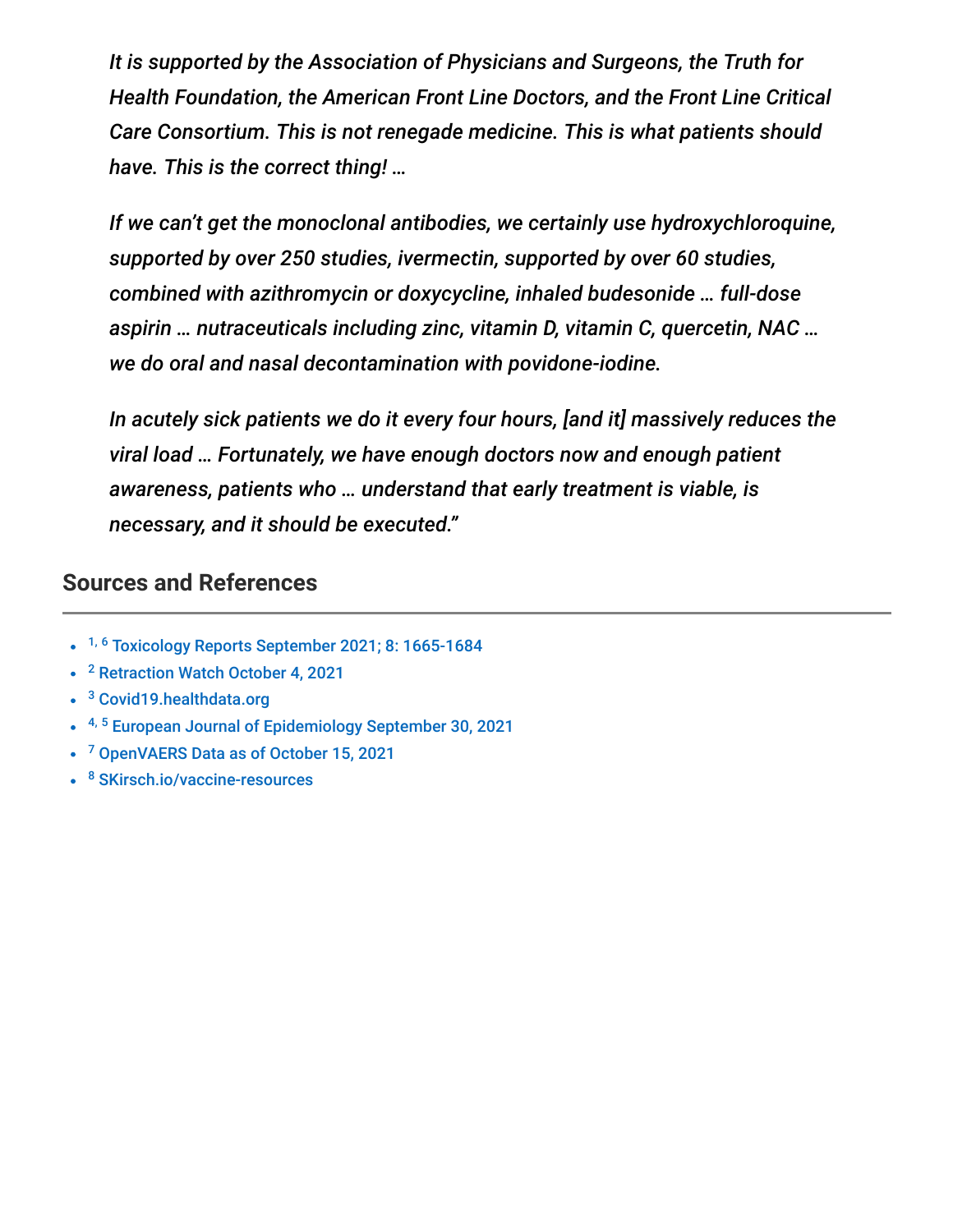*It is supported by the Association of Physicians and Surgeons, the Truth for Health Foundation, the American Front Line Doctors, and the Front Line Critical Care Consortium. This is not renegade medicine. This is what patients should have. This is the correct thing! …*

*If we can't get the monoclonal antibodies, we certainly use hydroxychloroquine, supported by over 250 studies, ivermectin, supported by over 60 studies, combined with azithromycin or doxycycline, inhaled budesonide … full-dose aspirin … nutraceuticals including zinc, vitamin D, vitamin C, quercetin, NAC … we do oral and nasal decontamination with povidone-iodine.*

*In acutely sick patients we do it every four hours, [and it] massively reduces the viral load … Fortunately, we have enough doctors now and enough patient awareness, patients who … understand that early treatment is viable, is necessary, and it should be executed."*

## Sources and References

- [1, 6] Toxicology Reports September 2021; 8: 1665-1684
- [2] Retraction Watch October 4, 2021
- [3] Covid19.healthdata.org
- [4, 5] European Journal of Epidemiology September 30, 2021
- [7] OpenVAERS Data as of October 15, 2021
- [8] SKirsch.io/vaccine-resources